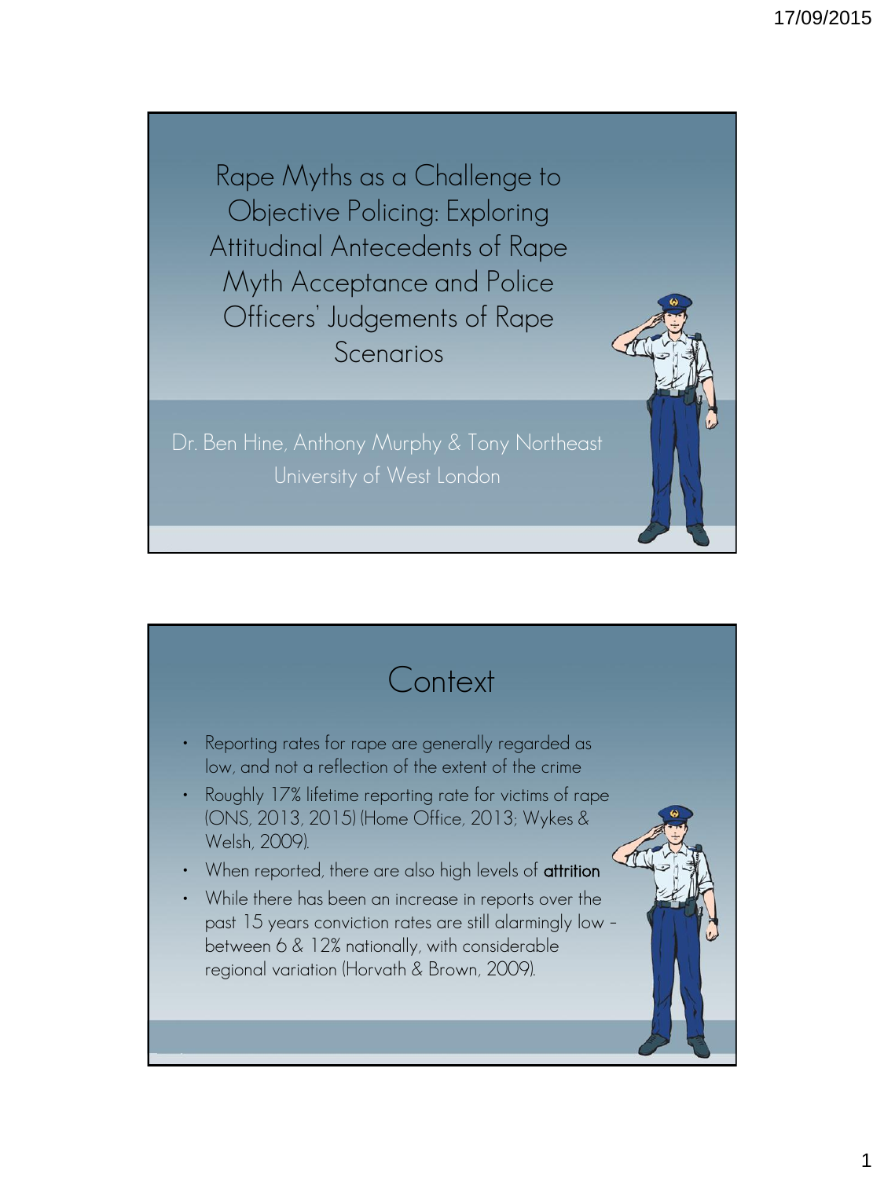# Rape Myths as a Challenge to Objective Policing: Exploring Attitudinal Antecedents of Rape Myth Acceptance and Police Officers' Judgements of Rape Scenarios

Dr. Ben Hine, Anthony Murphy & Tony Northeast

University of West London

## Context

- Reporting rates for rape are generally regarded as low, and not a reflection of the extent of the crime
- Roughly 17% lifetime reporting rate for victims of rape (ONS, 2013, 2015) (Home Office, 2013; Wykes & Welsh, 2009).
- When reported, there are also high levels of **attrition**
- While there has been an increase in reports over the past 15 years conviction rates are still alarmingly low – between 6 & 12% nationally, with considerable regional variation (Horvath & Brown, 2009).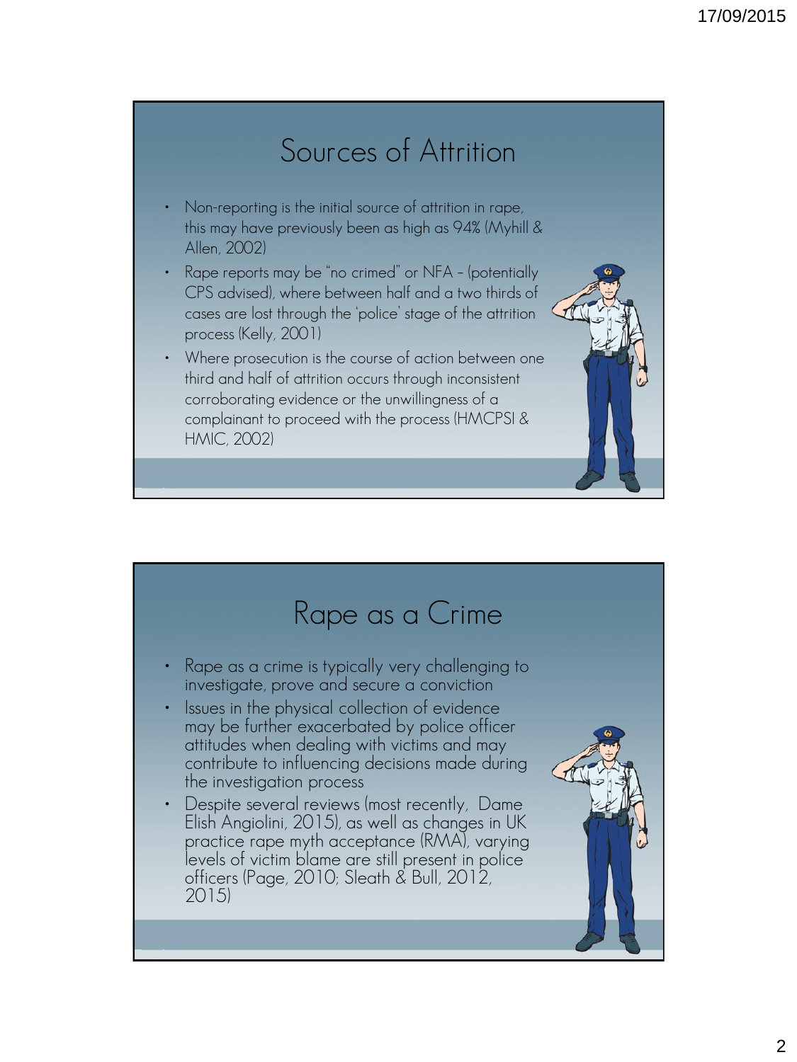## Sources of Attrition

- Non-reporting is the initial source of attrition in rape, this may have previously been as high as 94% (Myhill & Allen, 2002)
- Rape reports may be "no crimed" or NFA – (potentially CPS advised), where between half and a two thirds of cases are lost through the 'police' stage of the attrition process (Kelly, 2001)
- Where prosecution is the course of action between one third and half of attrition occurs through inconsistent corroborating evidence or the unwillingness of a complainant to proceed with the process (HMCPSI & HMIC, 2002)

## Rape as a Crime

- Rape as a crime is typically very challenging to investigate, prove and secure a conviction
- Issues in the physical collection of evidence may be further exacerbated by police officer attitudes when dealing with victims and may contribute to influencing decisions made during the investigation process
- Despite several reviews (most recently, Dame Elish Angiolini, 2015), as well as changes in UK practice rape myth acceptance (RMA), varying levels of victim blame are still present in police officers (Page, 2010; Sleath & Bull, 2012, 2015)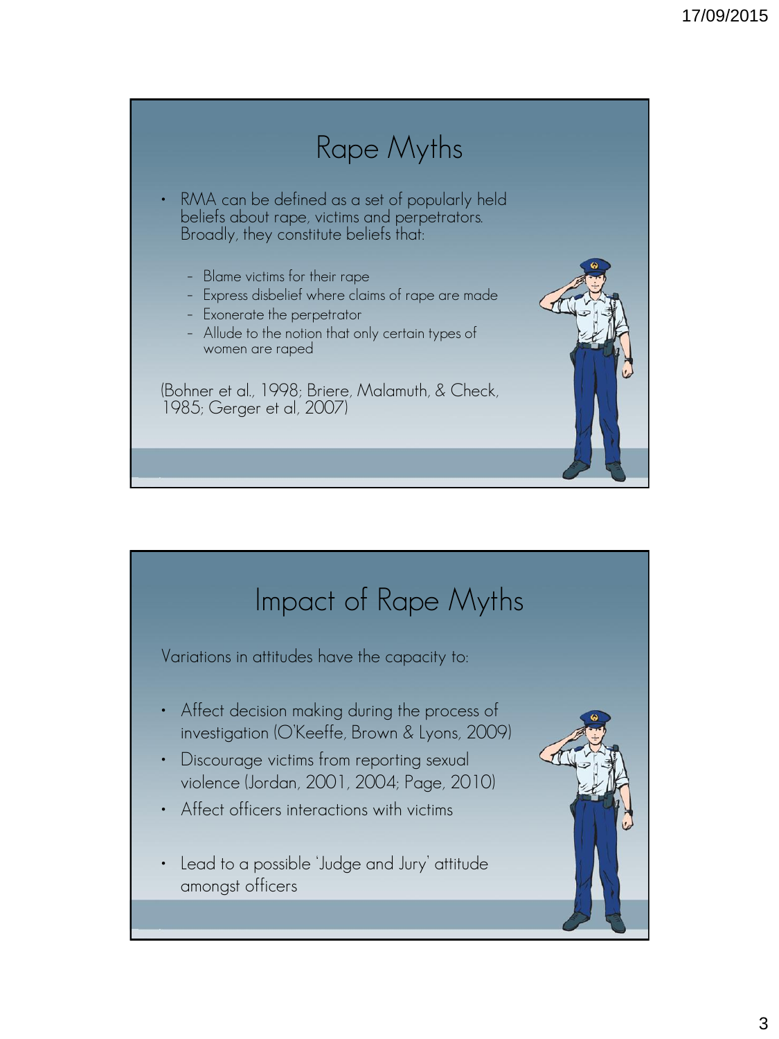# Rape Myths

- RMA can be defined as a set of popularly held beliefs about rape, victims and perpetrators. Broadly, they constitute beliefs that:
  - Blame victims for their rape
  - Express disbelief where claims of rape are made
  - Exonerate the perpetrator
  - Allude to the notion that only certain types of women are raped

(Bohner et al., 1998; Briere, Malamuth, & Check, 1985; Gerger et al, 2007)

# Impact of Rape Myths

Variations in attitudes have the capacity to:

- Affect decision making during the process of investigation (O'Keeffe, Brown & Lyons, 2009)
- Discourage victims from reporting sexual violence (Jordan, 2001, 2004; Page, 2010)
- Affect officers interactions with victims
- Lead to a possible 'Judge and Jury' attitude amongst officers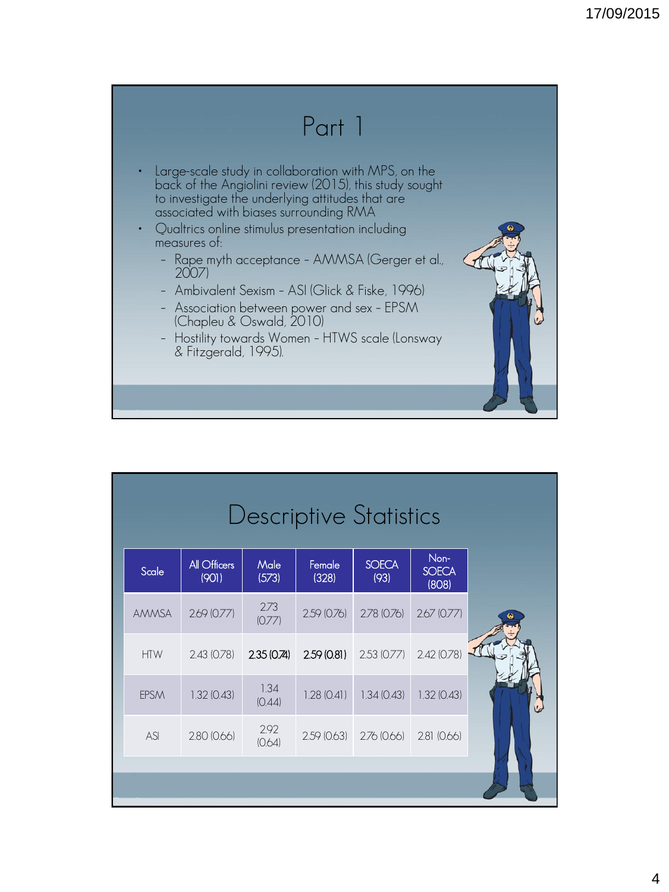# Part 1

- Large-scale study in collaboration with MPS, on the back of the Angiolini review (2015), this study sought to investigate the underlying attitudes that are associated with biases surrounding RMA
- Qualtrics online stimulus presentation including measures of:
  - Rape myth acceptance – AMMSA (Gerger et al., 2007)
  - Ambivalent Sexism – ASI (Glick & Fiske, 1996)
  - Association between power and sex – EPSM (Chapleu & Oswald, 2010)
  - Hostility towards Women – HTWS scale (Lonsway & Fitzgerald, 1995).

# Descriptive Statistics

| Scale | All Officers (901) | Male (573) | Female (328) | SOECA (93) | Non-SOECA (808) |
|---|---|---|---|---|---|
| AMMSA | 2.69 (0.77) | 2.73 (0.77) | 2.59 (0.76) | 2.78 (0.76) | 2.67 (0.77) |
| HTW | 2.43 (0.78) | 2.35 (0.74) | 2.59 (0.81) | 2.53 (0.77) | 2.42 (0.78) |
| EPSM | 1.32 (0.43) | 1.34 (0.44) | 1.28 (0.41) | 1.34 (0.43) | 1.32 (0.43) |
| ASI | 2.80 (0.66) | 2.92 (0.64) | 2.59 (0.63) | 2.76 (0.66) | 2.81 (0.66) |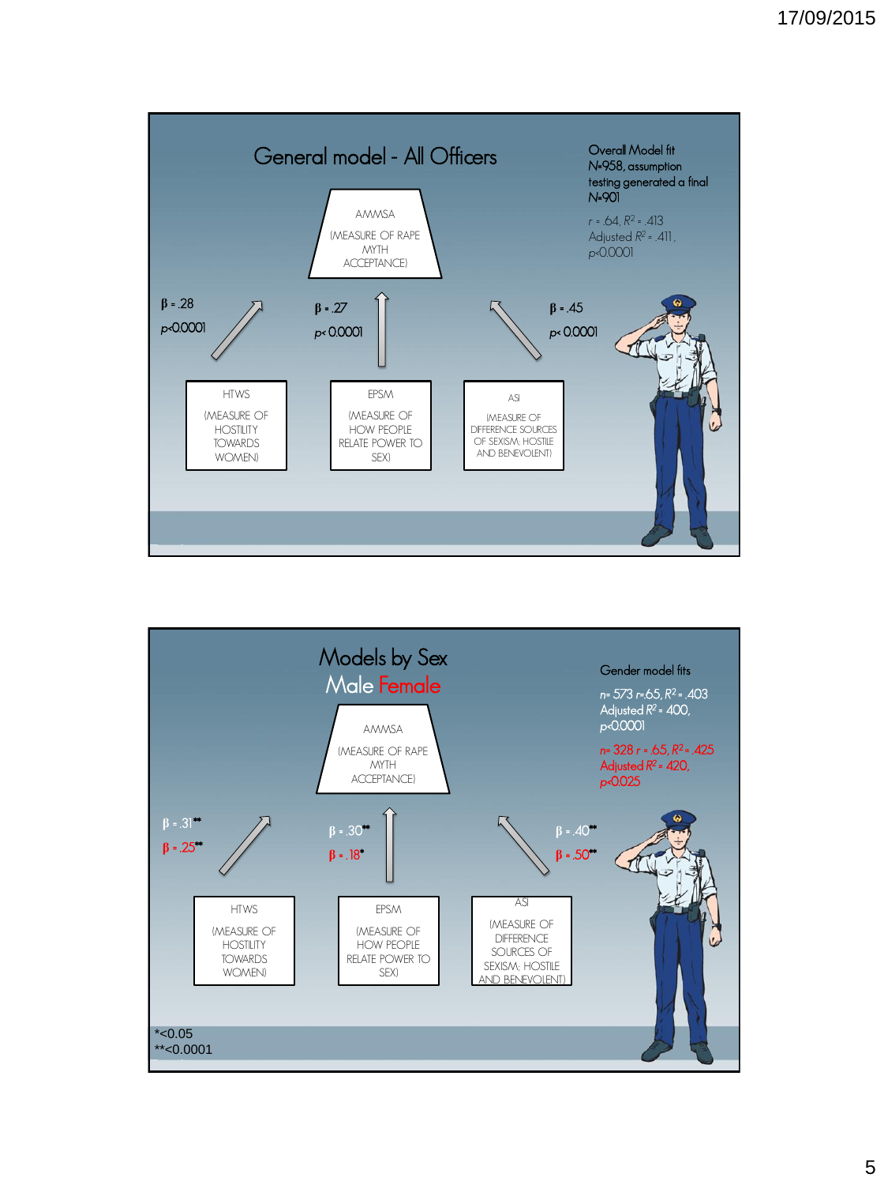## General model - All Officers

Overall Model fit
N=958, assumption testing generated a final N=901

$r$ = .64, $R^2$ = .413
Adjusted $R^2$ = .411,
$p$<0.0001

AMMSA
(MEASURE OF RAPE MYTH ACCEPTANCE)

β = .28
$p$<0.0001

β = .27
$p$< 0.0001

β = .45
$p$< 0.0001

HTWS
(MEASURE OF HOSTILITY TOWARDS WOMEN)

EPSM
(MEASURE OF HOW PEOPLE RELATE POWER TO SEX)

ASI
(MEASURE OF DIFFERENCE SOURCES OF SEXISM; HOSTILE AND BENEVOLENT)

## Models by Sex

Male Female

Gender model fits

$n$= 573 $r$=.65, $R^2$ = .403
Adjusted $R^2$ = .400,
$p$<0.0001

$n$= 328 $r$ = .65, $R^2$ = .425
Adjusted $R^2$ = .420,
$p$<0.025

AMMSA
(MEASURE OF RAPE MYTH ACCEPTANCE)

β = .31**
β = .25**

β = .30**
β = .18*

β = .40**
β = .50**

HTWS
(MEASURE OF HOSTILITY TOWARDS WOMEN)

EPSM
(MEASURE OF HOW PEOPLE RELATE POWER TO SEX)

ASI
(MEASURE OF DIFFERENCE SOURCES OF SEXISM; HOSTILE AND BENEVOLENT)

*<0.05
**<0.0001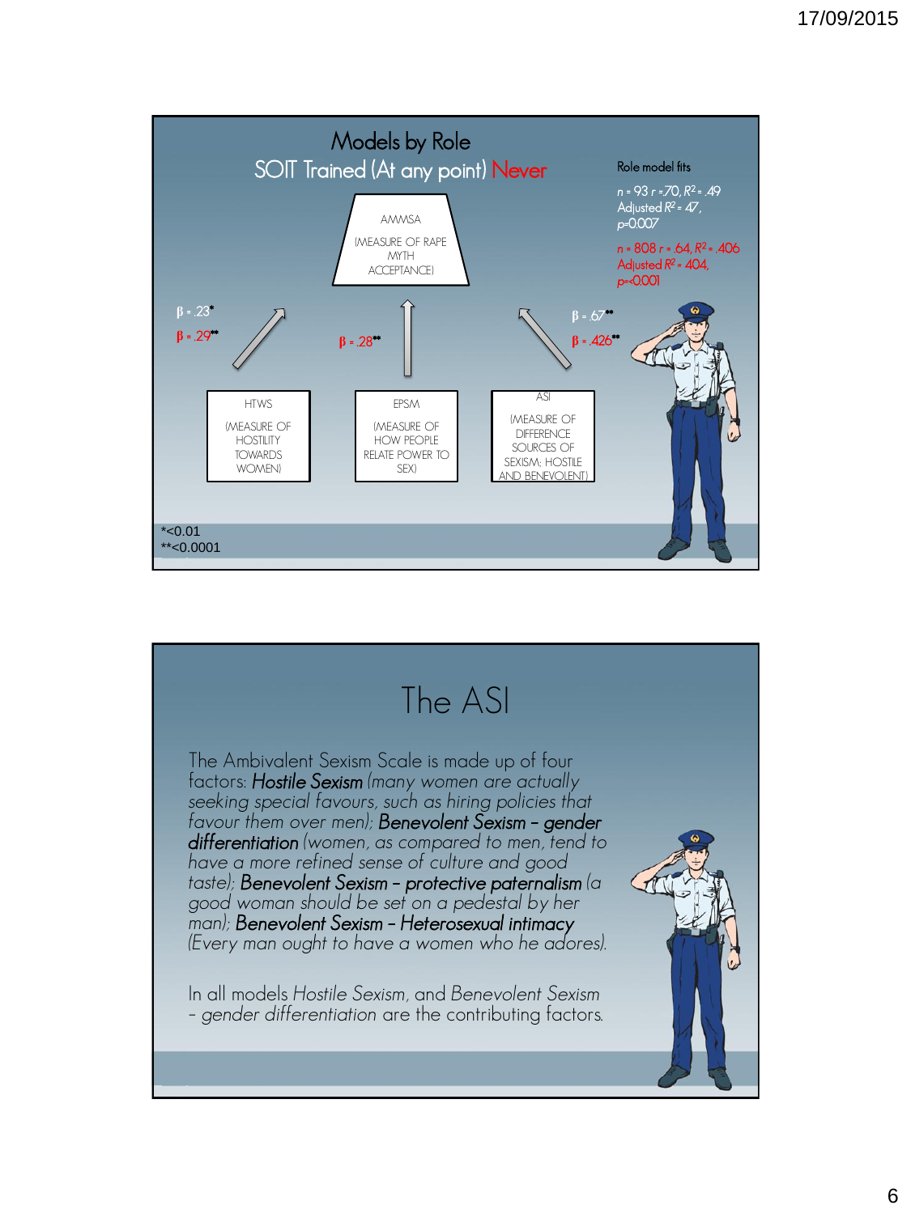# Models by Role

## SOIT Trained (At any point) Never

Role model fits

$n$ = 93 $r$ =.70, $R^2$ = .49
Adjusted $R^2$ = .47,
$p$=0.007

$n$ = 808 $r$ = .64, $R^2$ = .406
Adjusted $R^2$ = .404,
$p$=<0.001

AMMSA

(MEASURE OF RAPE MYTH ACCEPTANCE)

$\beta$ = .23*
$\beta$ = .29**

$\beta$ = .28**

$\beta$ = .67**
$\beta$ = .426**

HTWS

(MEASURE OF HOSTILITY TOWARDS WOMEN)

EPSM

(MEASURE OF HOW PEOPLE RELATE POWER TO SEX)

ASI

(MEASURE OF DIFFERENCE SOURCES OF SEXISM; HOSTILE AND BENEVOLENT)

*<0.01
**<0.0001

# The ASI

The Ambivalent Sexism Scale is made up of four factors: **Hostile Sexism** *(many women are actually seeking special favours, such as hiring policies that favour them over men)*; **Benevolent Sexism – gender differentiation** *(women, as compared to men, tend to have a more refined sense of culture and good taste)*; **Benevolent Sexism – protective paternalism** *(a good woman should be set on a pedestal by her man)*; **Benevolent Sexism – Heterosexual intimacy** *(Every man ought to have a women who he adores).*

In all models *Hostile Sexism*, and *Benevolent Sexism – gender differentiation* are the contributing factors.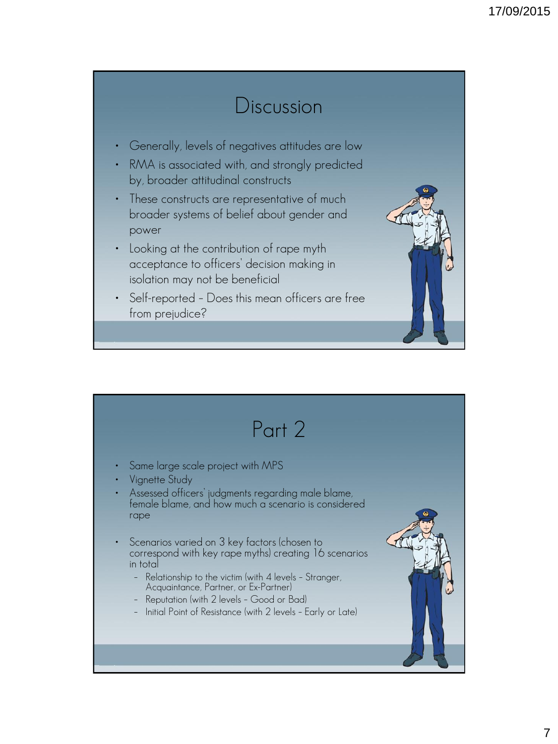## Discussion

- Generally, levels of negatives attitudes are low
- RMA is associated with, and strongly predicted by, broader attitudinal constructs
- These constructs are representative of much broader systems of belief about gender and power
- Looking at the contribution of rape myth acceptance to officers' decision making in isolation may not be beneficial
- Self-reported – Does this mean officers are free from prejudice?

## Part 2

- Same large scale project with MPS
- Vignette Study
- Assessed officers' judgments regarding male blame, female blame, and how much a scenario is considered rape
- Scenarios varied on 3 key factors (chosen to correspond with key rape myths) creating 16 scenarios in total
  - Relationship to the victim (with 4 levels – Stranger, Acquaintance, Partner, or Ex-Partner)
  - Reputation (with 2 levels – Good or Bad)
  - Initial Point of Resistance (with 2 levels – Early or Late)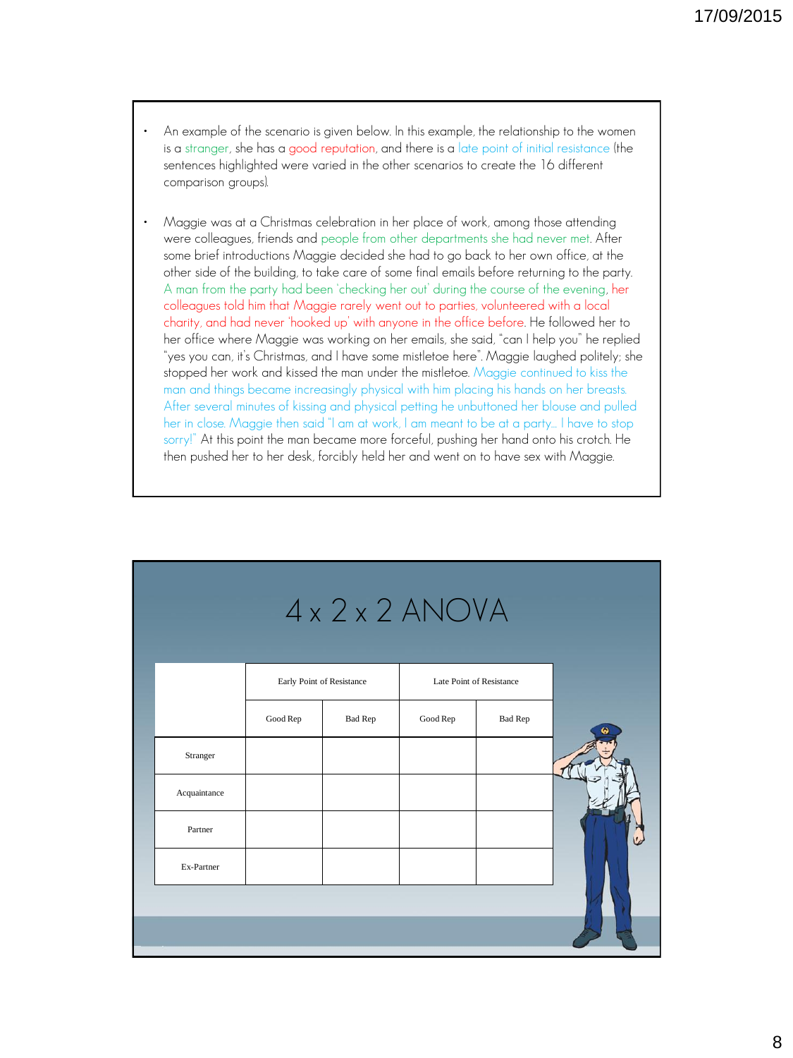- An example of the scenario is given below. In this example, the relationship to the women is a stranger, she has a good reputation, and there is a late point of initial resistance (the sentences highlighted were varied in the other scenarios to create the 16 different comparison groups).

- Maggie was at a Christmas celebration in her place of work, among those attending were colleagues, friends and people from other departments she had never met. After some brief introductions Maggie decided she had to go back to her own office, at the other side of the building, to take care of some final emails before returning to the party. A man from the party had been 'checking her out' during the course of the evening, her colleagues told him that Maggie rarely went out to parties, volunteered with a local charity, and had never 'hooked up' with anyone in the office before. He followed her to her office where Maggie was working on her emails, she said, "can I help you" he replied "yes you can, it's Christmas, and I have some mistletoe here". Maggie laughed politely; she stopped her work and kissed the man under the mistletoe. Maggie continued to kiss the man and things became increasingly physical with him placing his hands on her breasts. After several minutes of kissing and physical petting he unbuttoned her blouse and pulled her in close. Maggie then said "I am at work, I am meant to be at a party… I have to stop sorry!" At this point the man became more forceful, pushing her hand onto his crotch. He then pushed her to her desk, forcibly held her and went on to have sex with Maggie.

# 4 x 2 x 2 ANOVA

| | Early Point of Resistance | | Late Point of Resistance | |
|---|---|---|---|---|
| | Good Rep | Bad Rep | Good Rep | Bad Rep |
| Stranger | | | | |
| Acquaintance | | | | |
| Partner | | | | |
| Ex-Partner | | | | |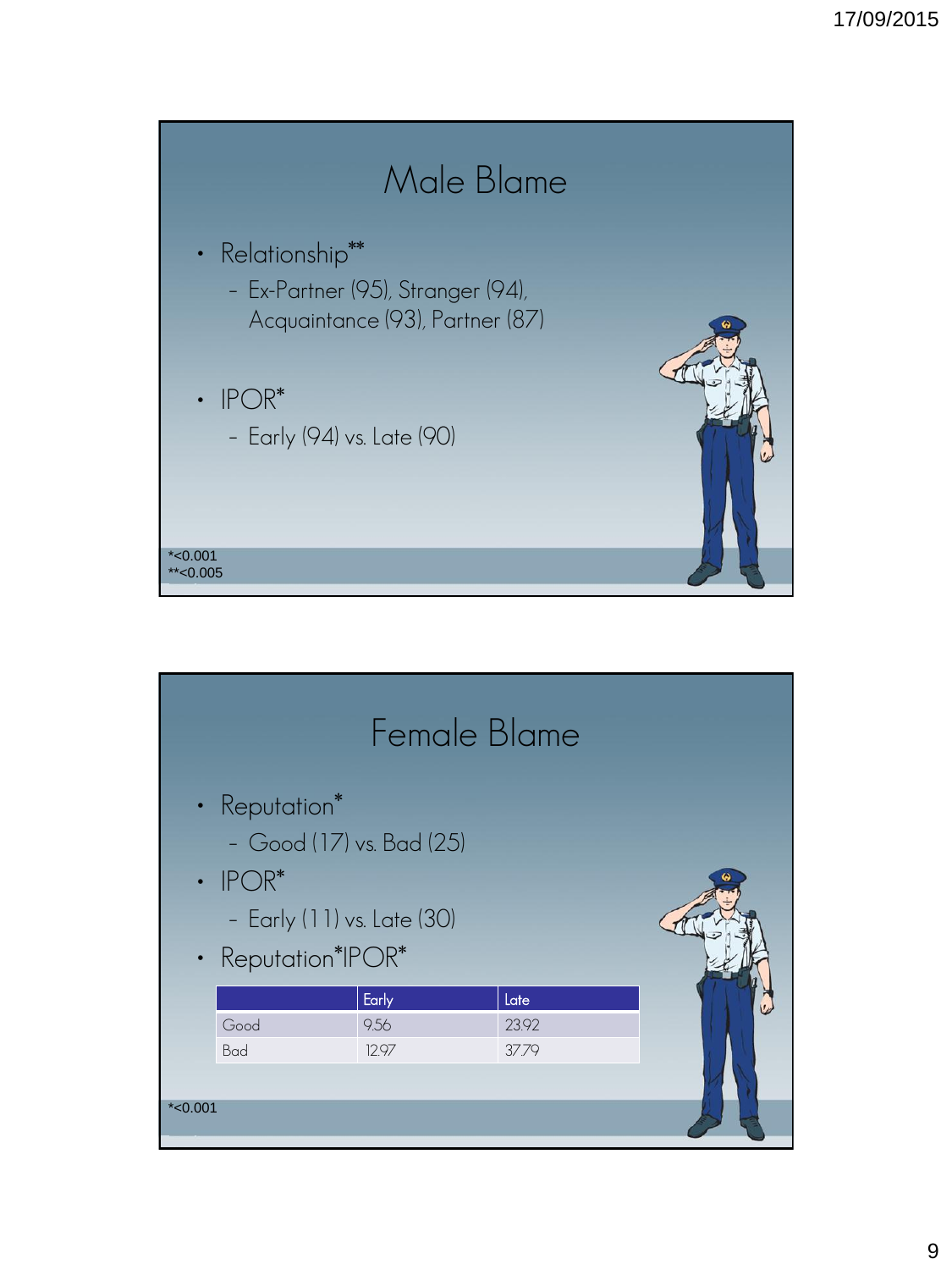## Male Blame

- Relationship**
  - Ex-Partner (95), Stranger (94), Acquaintance (93), Partner (87)
- IPOR*
  - Early (94) vs. Late (90)

*<0.001
**<0.005

## Female Blame

- Reputation*
  - Good (17) vs. Bad (25)
- IPOR*
  - Early (11) vs. Late (30)
- Reputation*IPOR*

| | Early | Late |
|---|---|---|
| Good | 9.56 | 23.92 |
| Bad | 12.97 | 37.79 |

*<0.001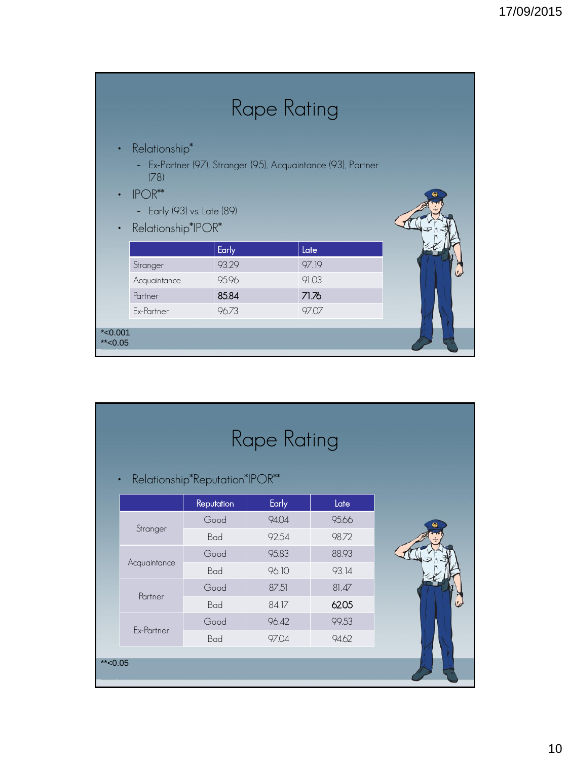# Rape Rating

- Relationship*
  - Ex-Partner (97), Stranger (95), Acquaintance (93), Partner (78)
- IPOR**
  - Early (93) vs. Late (89)
- Relationship*IPOR*

| | Early | Late |
|---|---|---|
| Stranger | 93.29 | 97.19 |
| Acquaintance | 95.96 | 91.03 |
| Partner | **85.84** | **71.76** |
| Ex-Partner | 96.73 | 97.07 |

*<0.001
**<0.05

# Rape Rating

- Relationship*Reputation*IPOR**

| | Reputation | Early | Late |
|---|---|---|---|
| Stranger | Good | 94.04 | 95.66 |
| | Bad | 92.54 | 98.72 |
| Acquaintance | Good | 95.83 | 88.93 |
| | Bad | 96.10 | 93.14 |
| Partner | Good | 87.51 | 81.47 |
| | Bad | 84.17 | **62.05** |
| Ex-Partner | Good | 96.42 | 99.53 |
| | Bad | 97.04 | 94.62 |

**<0.05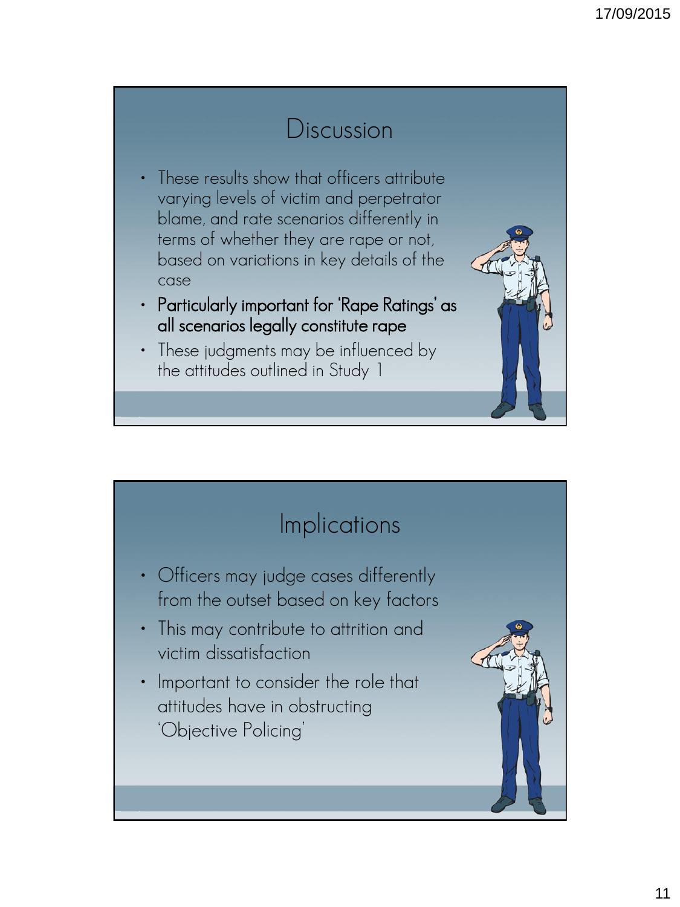## Discussion

- These results show that officers attribute varying levels of victim and perpetrator blame, and rate scenarios differently in terms of whether they are rape or not, based on variations in key details of the case
- Particularly important for 'Rape Ratings' as all scenarios legally constitute rape
- These judgments may be influenced by the attitudes outlined in Study 1

## Implications

- Officers may judge cases differently from the outset based on key factors
- This may contribute to attrition and victim dissatisfaction
- Important to consider the role that attitudes have in obstructing 'Objective Policing'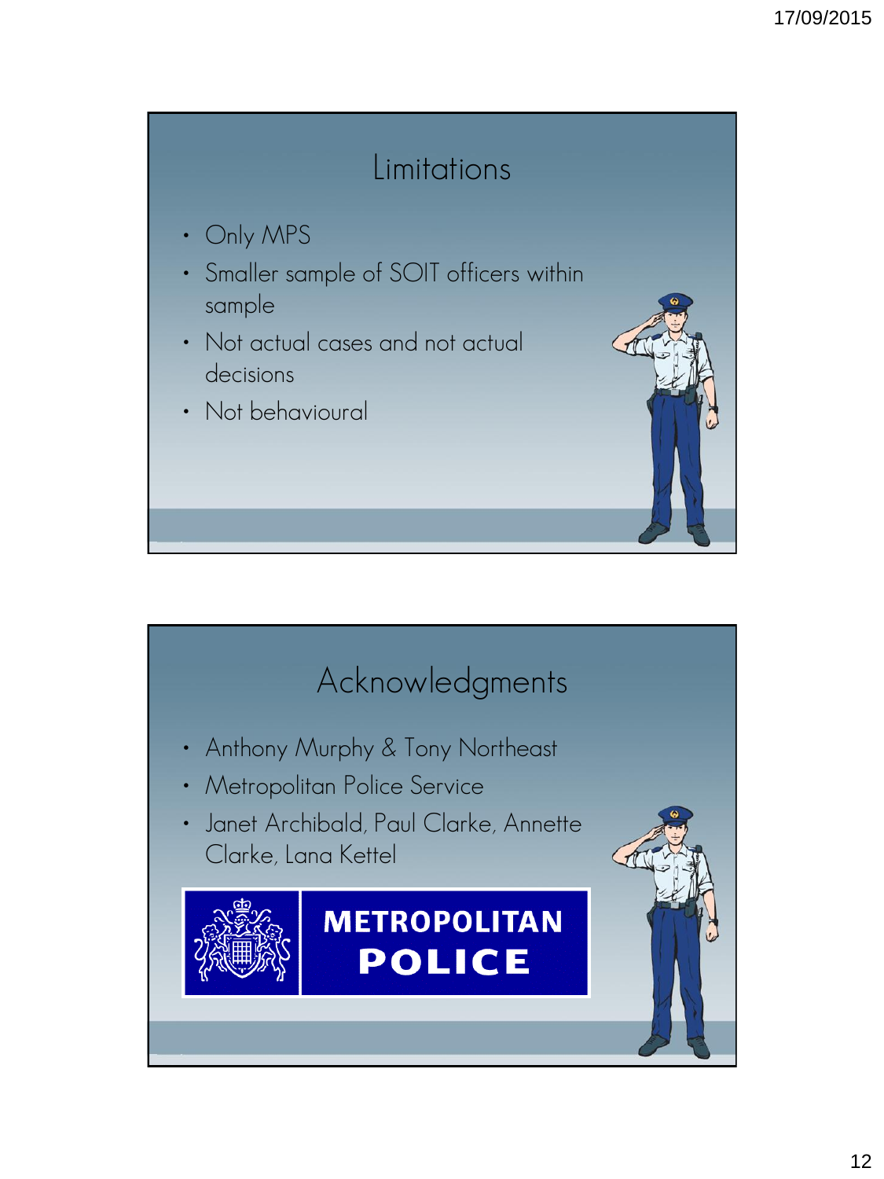## Limitations

- Only MPS
- Smaller sample of SOIT officers within sample
- Not actual cases and not actual decisions
- Not behavioural

## Acknowledgments

- Anthony Murphy & Tony Northeast
- Metropolitan Police Service
- Janet Archibald, Paul Clarke, Annette Clarke, Lana Kettel

METROPOLITAN POLICE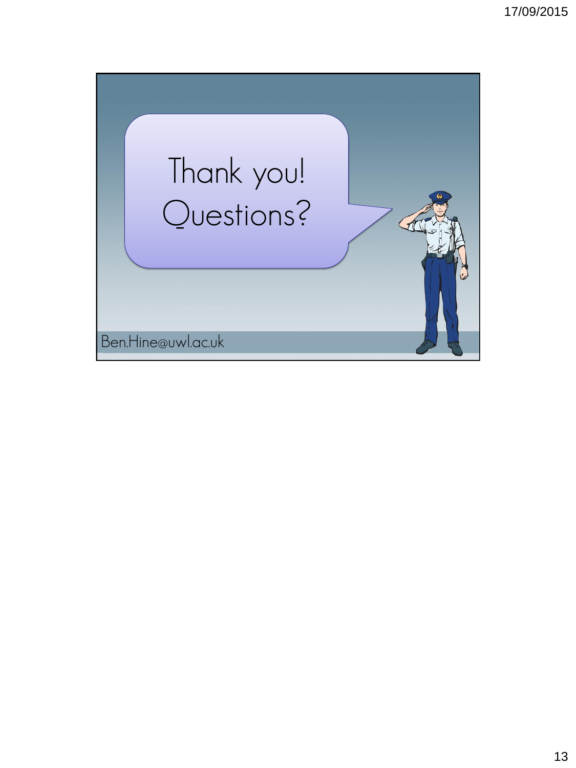Thank you!
Questions?

Ben.Hine@uwl.ac.uk